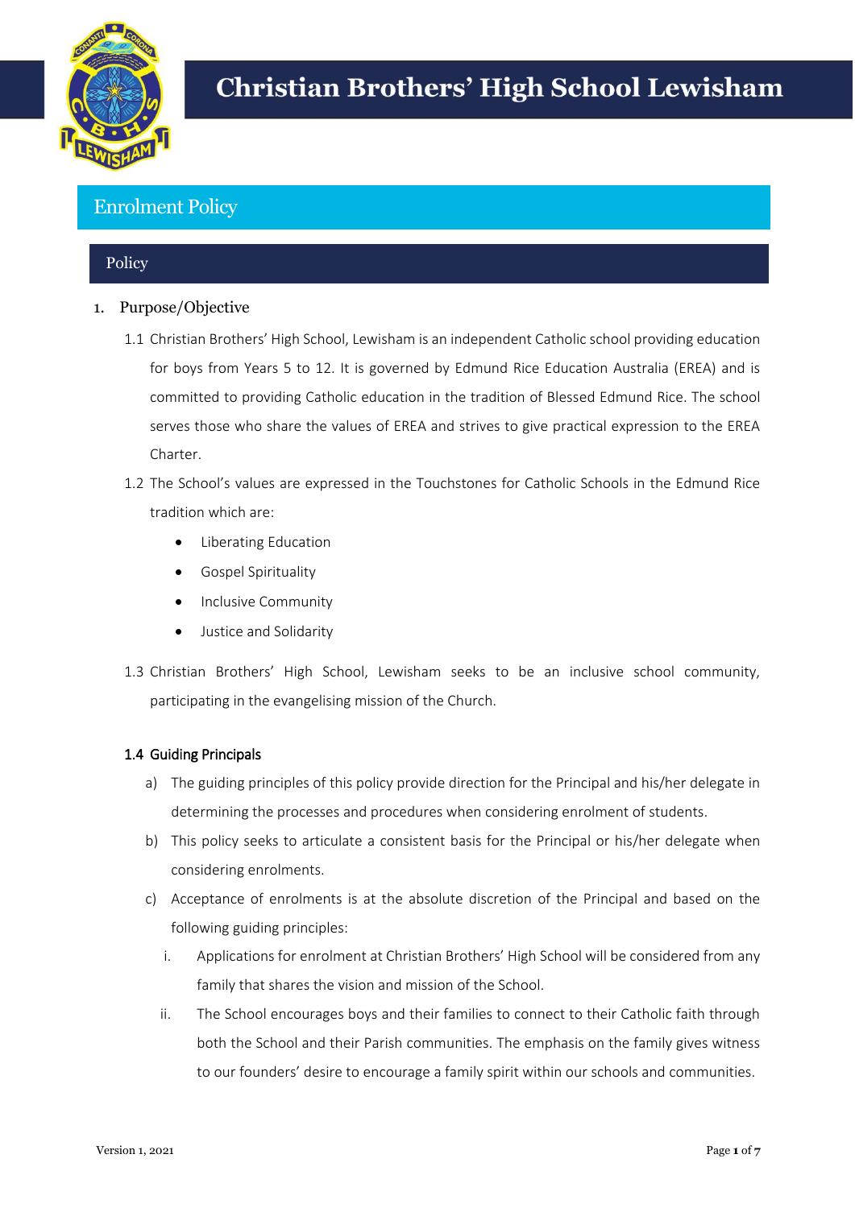# Christian Brothers' High School Lewisham

## Enrolment Policy

### Policy

1. Purpose/Objective

1.1 Christian Brothers' High School, Lewisham is an independent Catholic school providing education for boys from Years 5 to 12. It is governed by Edmund Rice Education Australia (EREA) and is committed to providing Catholic education in the tradition of Blessed Edmund Rice. The school serves those who share the values of EREA and strives to give practical expression to the EREA Charter.

1.2 The School's values are expressed in the Touchstones for Catholic Schools in the Edmund Rice tradition which are:

- Liberating Education
- Gospel Spirituality
- Inclusive Community
- Justice and Solidarity

1.3 Christian Brothers' High School, Lewisham seeks to be an inclusive school community, participating in the evangelising mission of the Church.

**1.4 Guiding Principals**

a) The guiding principles of this policy provide direction for the Principal and his/her delegate in determining the processes and procedures when considering enrolment of students.

b) This policy seeks to articulate a consistent basis for the Principal or his/her delegate when considering enrolments.

c) Acceptance of enrolments is at the absolute discretion of the Principal and based on the following guiding principles:

i. Applications for enrolment at Christian Brothers' High School will be considered from any family that shares the vision and mission of the School.

ii. The School encourages boys and their families to connect to their Catholic faith through both the School and their Parish communities. The emphasis on the family gives witness to our founders' desire to encourage a family spirit within our schools and communities.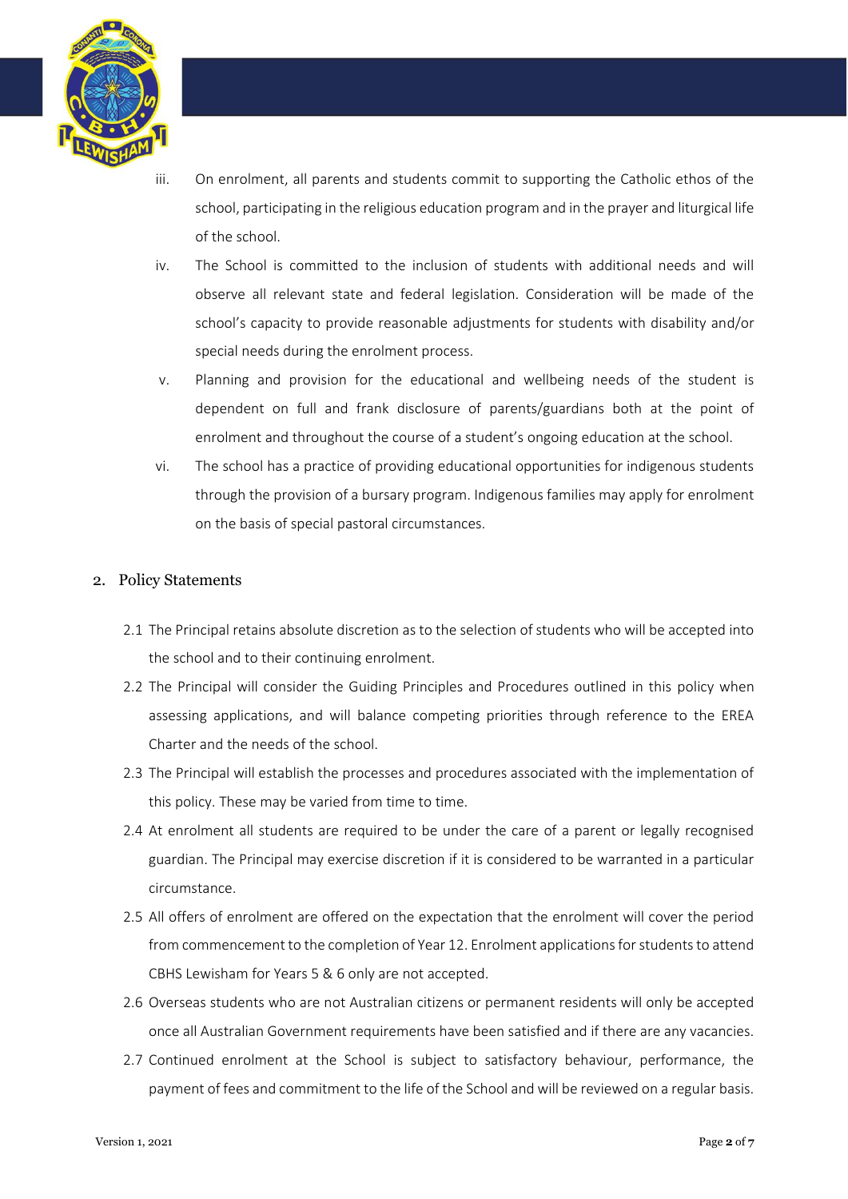iii. On enrolment, all parents and students commit to supporting the Catholic ethos of the school, participating in the religious education program and in the prayer and liturgical life of the school.

iv. The School is committed to the inclusion of students with additional needs and will observe all relevant state and federal legislation. Consideration will be made of the school's capacity to provide reasonable adjustments for students with disability and/or special needs during the enrolment process.

v. Planning and provision for the educational and wellbeing needs of the student is dependent on full and frank disclosure of parents/guardians both at the point of enrolment and throughout the course of a student's ongoing education at the school.

vi. The school has a practice of providing educational opportunities for indigenous students through the provision of a bursary program. Indigenous families may apply for enrolment on the basis of special pastoral circumstances.

## 2. Policy Statements

2.1 The Principal retains absolute discretion as to the selection of students who will be accepted into the school and to their continuing enrolment.

2.2 The Principal will consider the Guiding Principles and Procedures outlined in this policy when assessing applications, and will balance competing priorities through reference to the EREA Charter and the needs of the school.

2.3 The Principal will establish the processes and procedures associated with the implementation of this policy. These may be varied from time to time.

2.4 At enrolment all students are required to be under the care of a parent or legally recognised guardian. The Principal may exercise discretion if it is considered to be warranted in a particular circumstance.

2.5 All offers of enrolment are offered on the expectation that the enrolment will cover the period from commencement to the completion of Year 12. Enrolment applications for students to attend CBHS Lewisham for Years 5 & 6 only are not accepted.

2.6 Overseas students who are not Australian citizens or permanent residents will only be accepted once all Australian Government requirements have been satisfied and if there are any vacancies.

2.7 Continued enrolment at the School is subject to satisfactory behaviour, performance, the payment of fees and commitment to the life of the School and will be reviewed on a regular basis.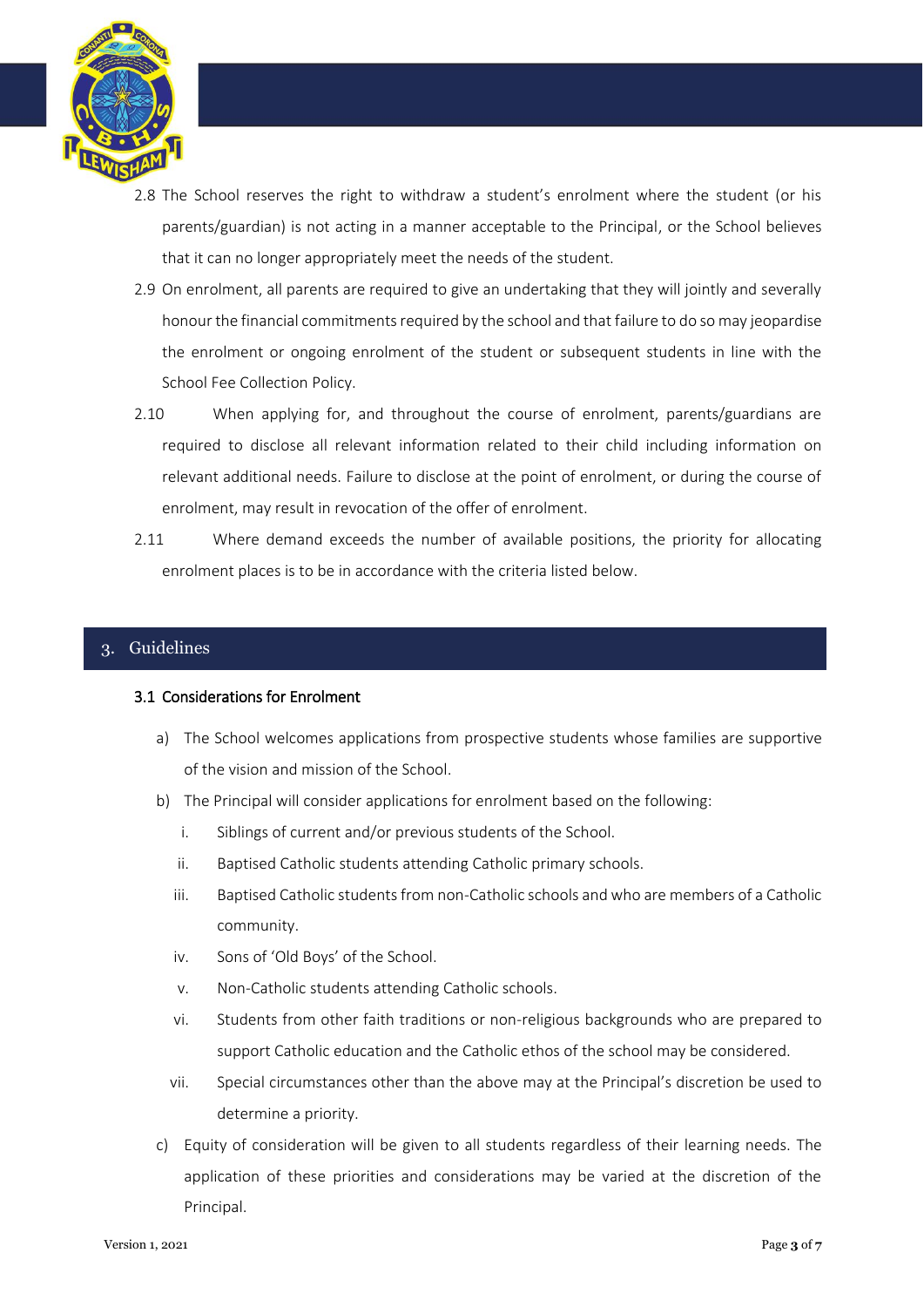2.8 The School reserves the right to withdraw a student's enrolment where the student (or his parents/guardian) is not acting in a manner acceptable to the Principal, or the School believes that it can no longer appropriately meet the needs of the student.

2.9 On enrolment, all parents are required to give an undertaking that they will jointly and severally honour the financial commitments required by the school and that failure to do so may jeopardise the enrolment or ongoing enrolment of the student or subsequent students in line with the School Fee Collection Policy.

2.10 When applying for, and throughout the course of enrolment, parents/guardians are required to disclose all relevant information related to their child including information on relevant additional needs. Failure to disclose at the point of enrolment, or during the course of enrolment, may result in revocation of the offer of enrolment.

2.11 Where demand exceeds the number of available positions, the priority for allocating enrolment places is to be in accordance with the criteria listed below.

## 3. Guidelines

### 3.1 Considerations for Enrolment

a) The School welcomes applications from prospective students whose families are supportive of the vision and mission of the School.

b) The Principal will consider applications for enrolment based on the following:

   i. Siblings of current and/or previous students of the School.

   ii. Baptised Catholic students attending Catholic primary schools.

   iii. Baptised Catholic students from non-Catholic schools and who are members of a Catholic community.

   iv. Sons of 'Old Boys' of the School.

   v. Non-Catholic students attending Catholic schools.

   vi. Students from other faith traditions or non-religious backgrounds who are prepared to support Catholic education and the Catholic ethos of the school may be considered.

   vii. Special circumstances other than the above may at the Principal's discretion be used to determine a priority.

c) Equity of consideration will be given to all students regardless of their learning needs. The application of these priorities and considerations may be varied at the discretion of the Principal.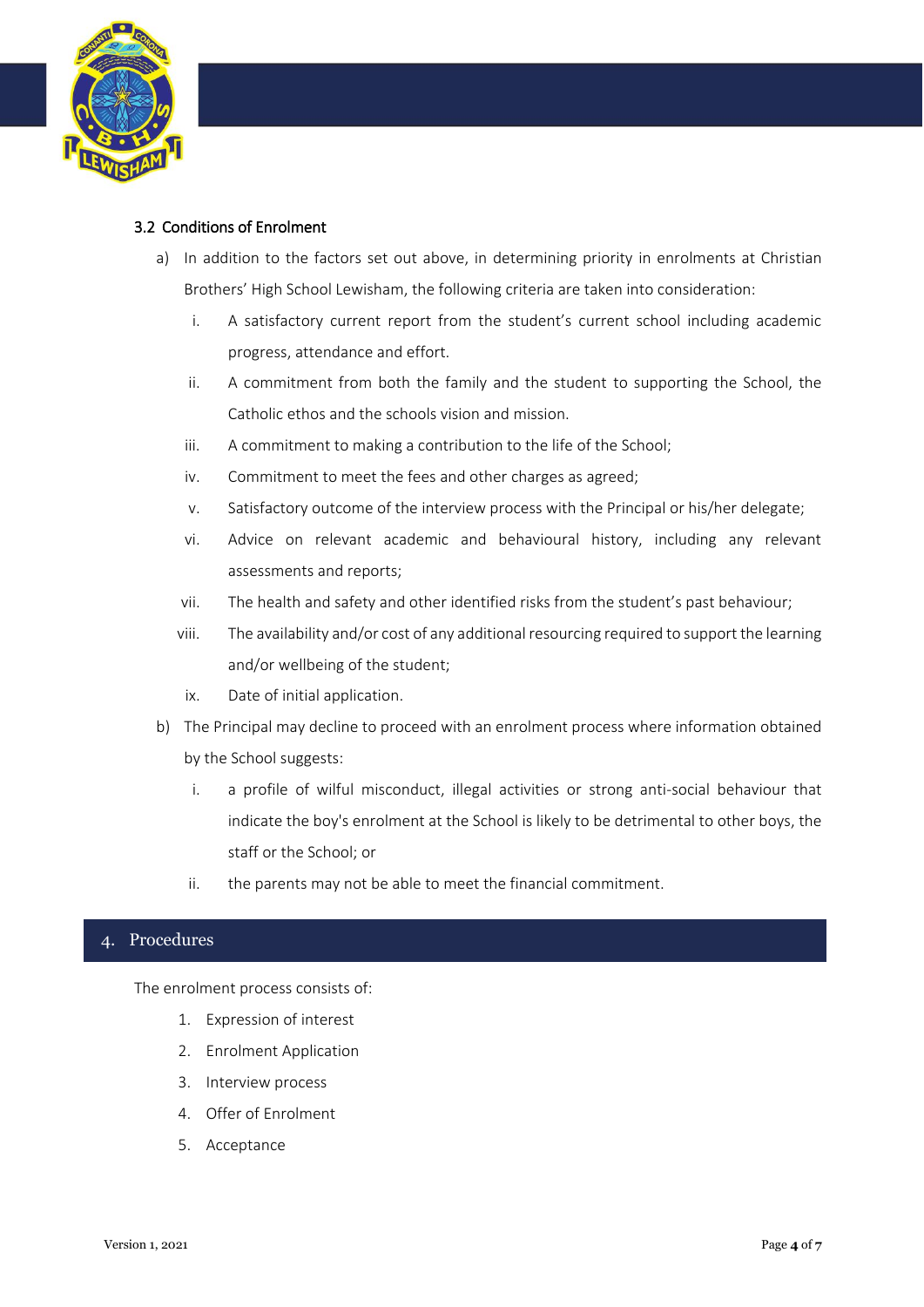### 3.2 Conditions of Enrolment

a) In addition to the factors set out above, in determining priority in enrolments at Christian Brothers' High School Lewisham, the following criteria are taken into consideration:

   i. A satisfactory current report from the student's current school including academic progress, attendance and effort.

   ii. A commitment from both the family and the student to supporting the School, the Catholic ethos and the schools vision and mission.

   iii. A commitment to making a contribution to the life of the School;

   iv. Commitment to meet the fees and other charges as agreed;

   v. Satisfactory outcome of the interview process with the Principal or his/her delegate;

   vi. Advice on relevant academic and behavioural history, including any relevant assessments and reports;

   vii. The health and safety and other identified risks from the student's past behaviour;

   viii. The availability and/or cost of any additional resourcing required to support the learning and/or wellbeing of the student;

   ix. Date of initial application.

b) The Principal may decline to proceed with an enrolment process where information obtained by the School suggests:

   i. a profile of wilful misconduct, illegal activities or strong anti-social behaviour that indicate the boy's enrolment at the School is likely to be detrimental to other boys, the staff or the School; or

   ii. the parents may not be able to meet the financial commitment.

## 4. Procedures

The enrolment process consists of:

1. Expression of interest
2. Enrolment Application
3. Interview process
4. Offer of Enrolment
5. Acceptance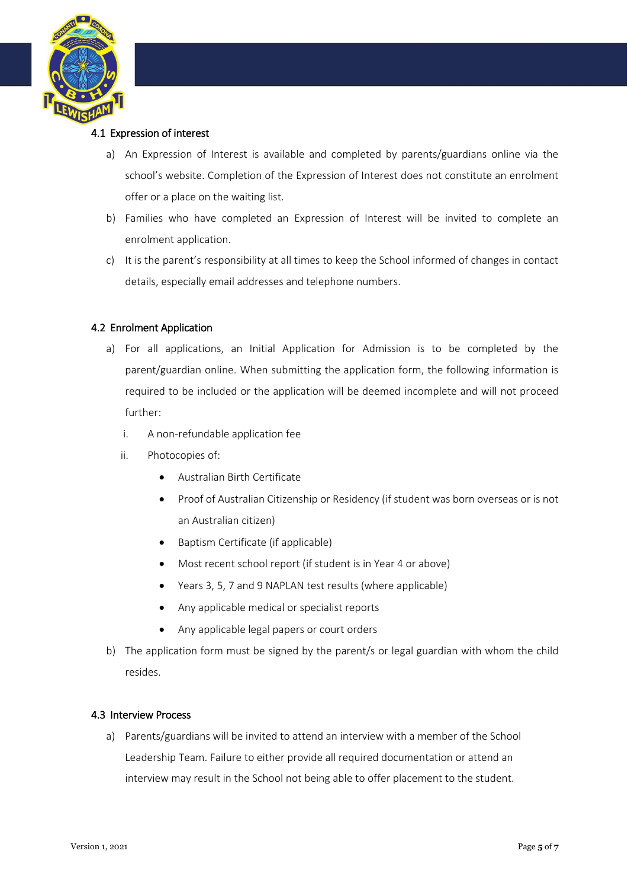### 4.1 Expression of interest

a) An Expression of Interest is available and completed by parents/guardians online via the school's website. Completion of the Expression of Interest does not constitute an enrolment offer or a place on the waiting list.

b) Families who have completed an Expression of Interest will be invited to complete an enrolment application.

c) It is the parent's responsibility at all times to keep the School informed of changes in contact details, especially email addresses and telephone numbers.

### 4.2 Enrolment Application

a) For all applications, an Initial Application for Admission is to be completed by the parent/guardian online. When submitting the application form, the following information is required to be included or the application will be deemed incomplete and will not proceed further:

   i. A non-refundable application fee

   ii. Photocopies of:

   - Australian Birth Certificate
   - Proof of Australian Citizenship or Residency (if student was born overseas or is not an Australian citizen)
   - Baptism Certificate (if applicable)
   - Most recent school report (if student is in Year 4 or above)
   - Years 3, 5, 7 and 9 NAPLAN test results (where applicable)
   - Any applicable medical or specialist reports
   - Any applicable legal papers or court orders

b) The application form must be signed by the parent/s or legal guardian with whom the child resides.

### 4.3 Interview Process

a) Parents/guardians will be invited to attend an interview with a member of the School Leadership Team. Failure to either provide all required documentation or attend an interview may result in the School not being able to offer placement to the student.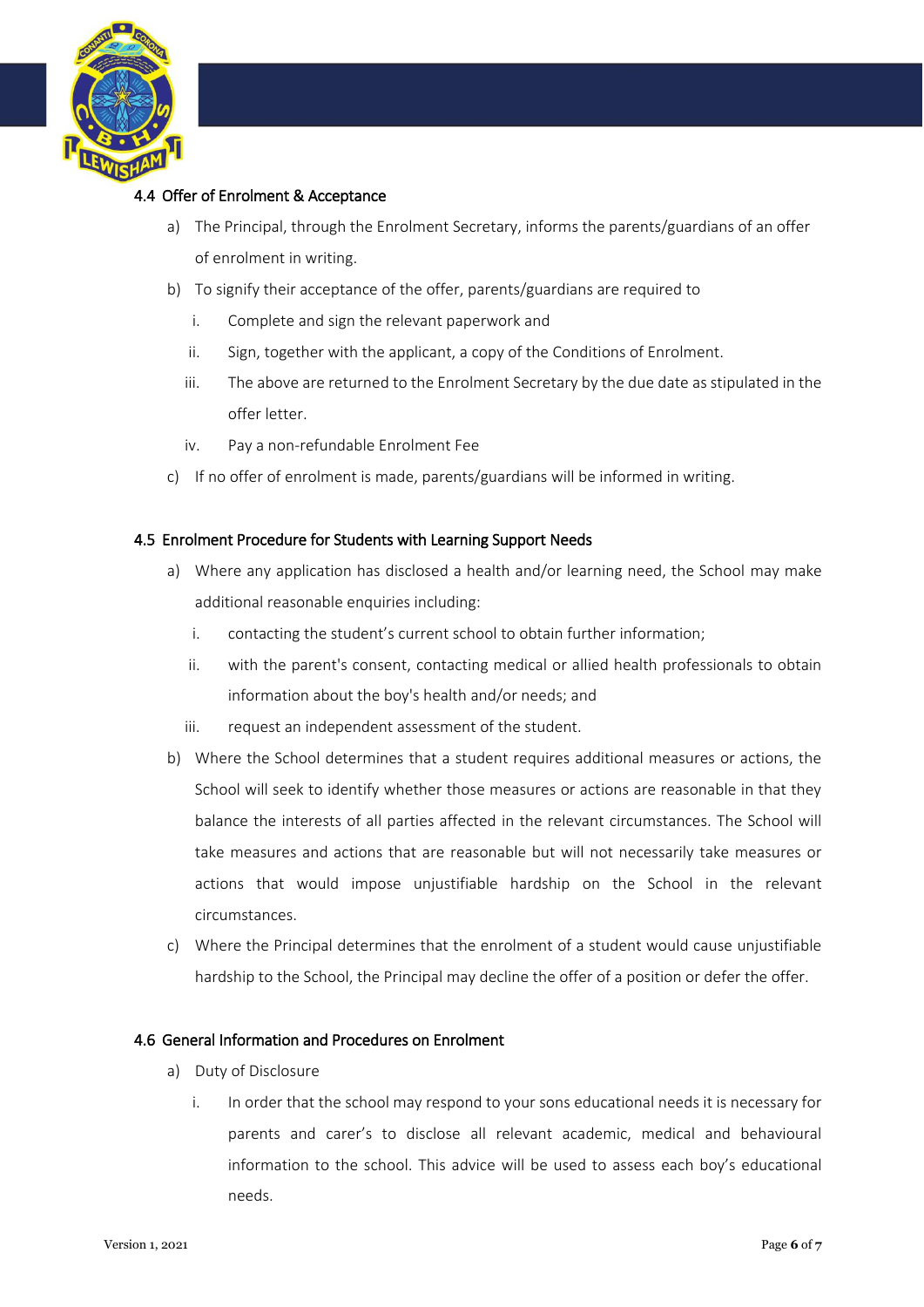### 4.4 Offer of Enrolment & Acceptance

a) The Principal, through the Enrolment Secretary, informs the parents/guardians of an offer of enrolment in writing.

b) To signify their acceptance of the offer, parents/guardians are required to

   i. Complete and sign the relevant paperwork and

   ii. Sign, together with the applicant, a copy of the Conditions of Enrolment.

   iii. The above are returned to the Enrolment Secretary by the due date as stipulated in the offer letter.

   iv. Pay a non-refundable Enrolment Fee

c) If no offer of enrolment is made, parents/guardians will be informed in writing.

### 4.5 Enrolment Procedure for Students with Learning Support Needs

a) Where any application has disclosed a health and/or learning need, the School may make additional reasonable enquiries including:

   i. contacting the student's current school to obtain further information;

   ii. with the parent's consent, contacting medical or allied health professionals to obtain information about the boy's health and/or needs; and

   iii. request an independent assessment of the student.

b) Where the School determines that a student requires additional measures or actions, the School will seek to identify whether those measures or actions are reasonable in that they balance the interests of all parties affected in the relevant circumstances. The School will take measures and actions that are reasonable but will not necessarily take measures or actions that would impose unjustifiable hardship on the School in the relevant circumstances.

c) Where the Principal determines that the enrolment of a student would cause unjustifiable hardship to the School, the Principal may decline the offer of a position or defer the offer.

### 4.6 General Information and Procedures on Enrolment

a) Duty of Disclosure

   i. In order that the school may respond to your sons educational needs it is necessary for parents and carer's to disclose all relevant academic, medical and behavioural information to the school. This advice will be used to assess each boy's educational needs.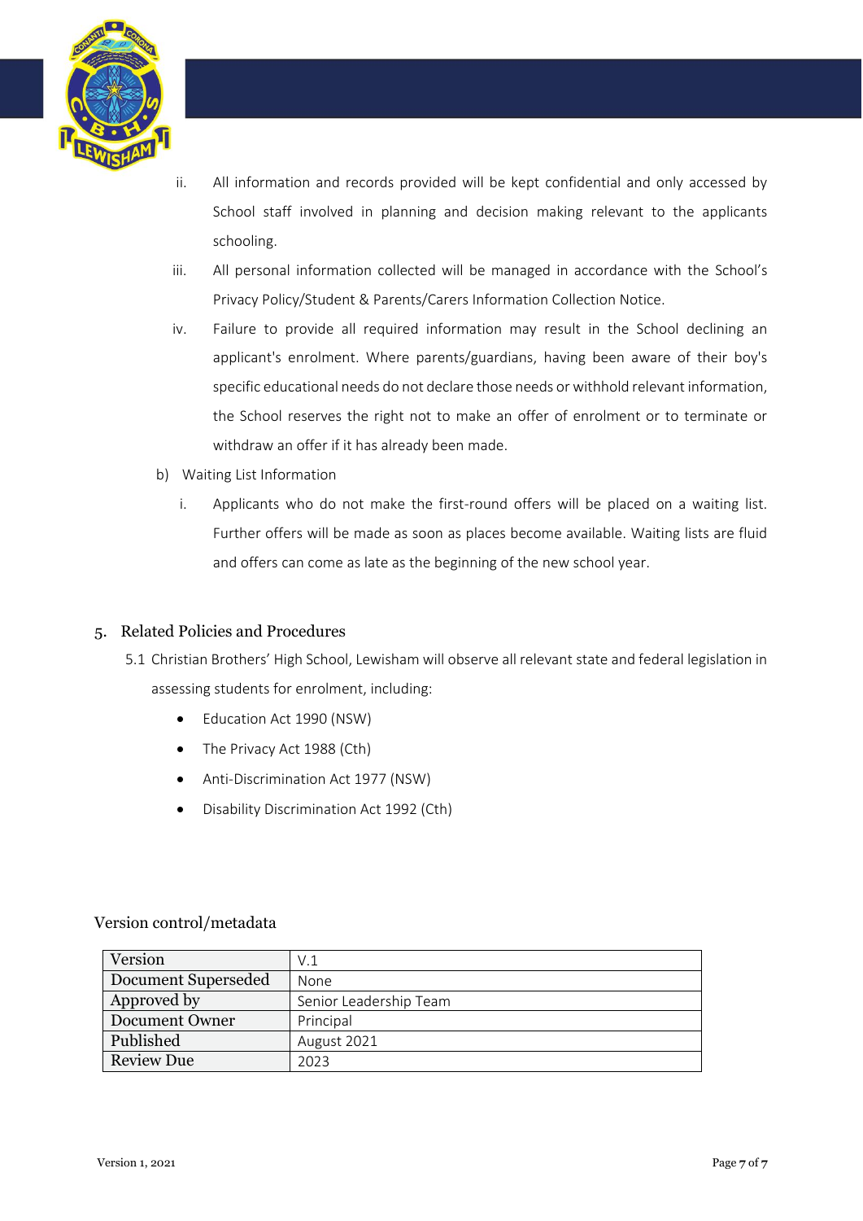ii. All information and records provided will be kept confidential and only accessed by School staff involved in planning and decision making relevant to the applicants schooling.

iii. All personal information collected will be managed in accordance with the School's Privacy Policy/Student & Parents/Carers Information Collection Notice.

iv. Failure to provide all required information may result in the School declining an applicant's enrolment. Where parents/guardians, having been aware of their boy's specific educational needs do not declare those needs or withhold relevant information, the School reserves the right not to make an offer of enrolment or to terminate or withdraw an offer if it has already been made.

b) Waiting List Information

i. Applicants who do not make the first-round offers will be placed on a waiting list. Further offers will be made as soon as places become available. Waiting lists are fluid and offers can come as late as the beginning of the new school year.

## 5. Related Policies and Procedures

5.1 Christian Brothers' High School, Lewisham will observe all relevant state and federal legislation in assessing students for enrolment, including:

- Education Act 1990 (NSW)
- The Privacy Act 1988 (Cth)
- Anti-Discrimination Act 1977 (NSW)
- Disability Discrimination Act 1992 (Cth)

## Version control/metadata

| | |
|---|---|
| Version | V.1 |
| Document Superseded | None |
| Approved by | Senior Leadership Team |
| Document Owner | Principal |
| Published | August 2021 |
| Review Due | 2023 |